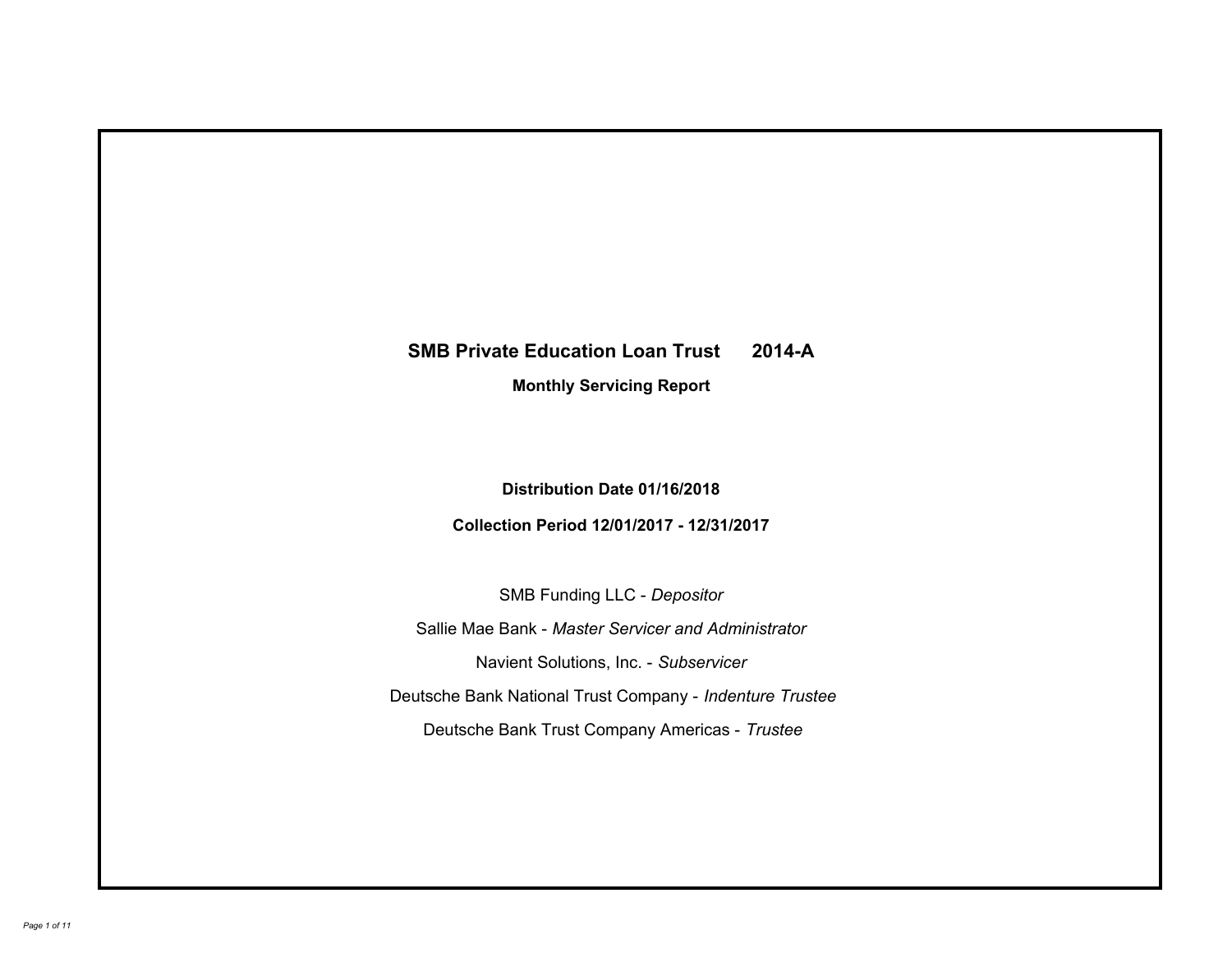# SMB Private Education Loan Trust 2014-A

## Monthly Servicing Report

**Distribution Date 01/16/2018**

**Collection Period 12/01/2017 - 12/31/2017**

SMB Funding LLC - *Depositor*

Sallie Mae Bank - *Master Servicer and Administrator*

Navient Solutions, Inc. - *Subservicer*

Deutsche Bank National Trust Company - *Indenture Trustee*

Deutsche Bank Trust Company Americas - *Trustee*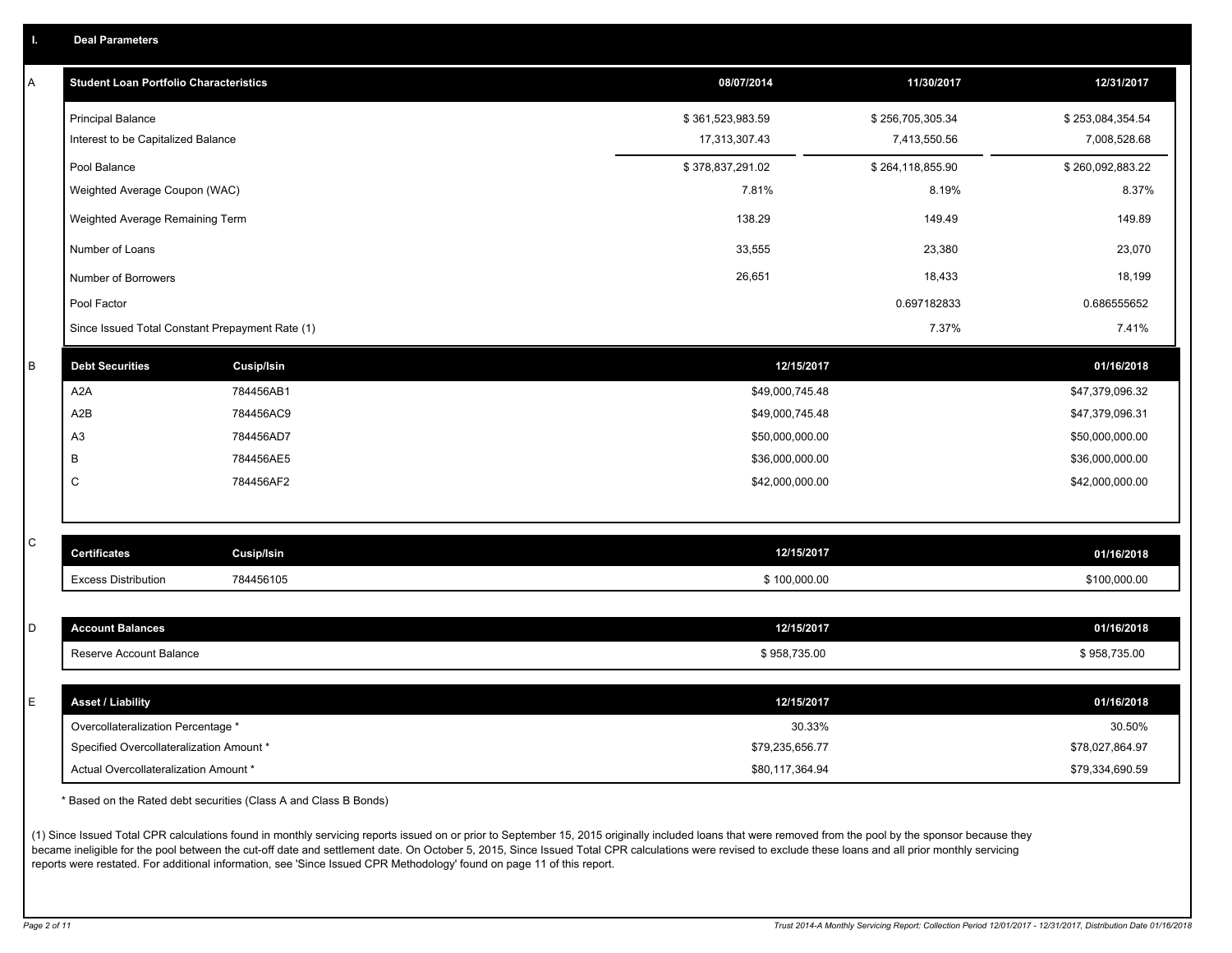## I. Deal Parameters

### A

| Student Loan Portfolio Characteristics | 08/07/2014 | 11/30/2017 | 12/31/2017 |
|---|---|---|---|
| Principal Balance | $ 361,523,983.59 | $ 256,705,305.34 | $ 253,084,354.54 |
| Interest to be Capitalized Balance | 17,313,307.43 | 7,413,550.56 | 7,008,528.68 |
| Pool Balance | $ 378,837,291.02 | $ 264,118,855.90 | $ 260,092,883.22 |
| Weighted Average Coupon (WAC) | 7.81% | 8.19% | 8.37% |
| Weighted Average Remaining Term | 138.29 | 149.49 | 149.89 |
| Number of Loans | 33,555 | 23,380 | 23,070 |
| Number of Borrowers | 26,651 | 18,433 | 18,199 |
| Pool Factor | | 0.697182833 | 0.686555652 |
| Since Issued Total Constant Prepayment Rate (1) | | 7.37% | 7.41% |

### B

| Debt Securities | Cusip/Isin | 12/15/2017 | 01/16/2018 |
|---|---|---|---|
| A2A | 784456AB1 | $49,000,745.48 | $47,379,096.32 |
| A2B | 784456AC9 | $49,000,745.48 | $47,379,096.31 |
| A3 | 784456AD7 | $50,000,000.00 | $50,000,000.00 |
| B | 784456AE5 | $36,000,000.00 | $36,000,000.00 |
| C | 784456AF2 | $42,000,000.00 | $42,000,000.00 |

### C

| Certificates | Cusip/Isin | 12/15/2017 | 01/16/2018 |
|---|---|---|---|
| Excess Distribution | 784456105 | $ 100,000.00 | $100,000.00 |

### D

| Account Balances | 12/15/2017 | 01/16/2018 |
|---|---|---|
| Reserve Account Balance | $ 958,735.00 | $ 958,735.00 |

### E

| Asset / Liability | 12/15/2017 | 01/16/2018 |
|---|---|---|
| Overcollateralization Percentage * | 30.33% | 30.50% |
| Specified Overcollateralization Amount * | $79,235,656.77 | $78,027,864.97 |
| Actual Overcollateralization Amount * | $80,117,364.94 | $79,334,690.59 |

* Based on the Rated debt securities (Class A and Class B Bonds)

(1) Since Issued Total CPR calculations found in monthly servicing reports issued on or prior to September 15, 2015 originally included loans that were removed from the pool by the sponsor because they became ineligible for the pool between the cut-off date and settlement date. On October 5, 2015, Since Issued Total CPR calculations were revised to exclude these loans and all prior monthly servicing reports were restated. For additional information, see 'Since Issued CPR Methodology' found on page 11 of this report.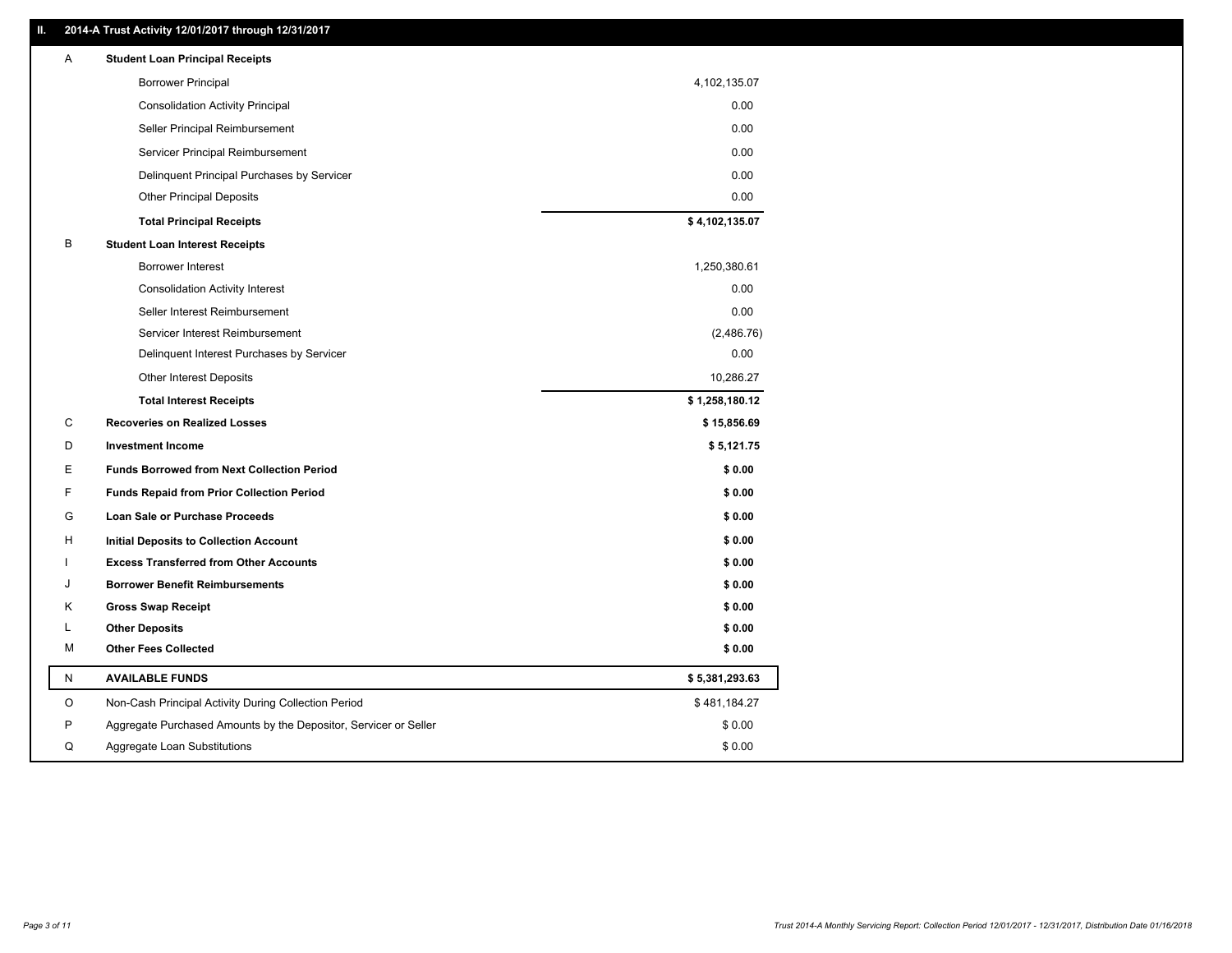## II. 2014-A Trust Activity 12/01/2017 through 12/31/2017

| | | |
|---|---|---|
| A | **Student Loan Principal Receipts** | |
| | Borrower Principal | 4,102,135.07 |
| | Consolidation Activity Principal | 0.00 |
| | Seller Principal Reimbursement | 0.00 |
| | Servicer Principal Reimbursement | 0.00 |
| | Delinquent Principal Purchases by Servicer | 0.00 |
| | Other Principal Deposits | 0.00 |
| | **Total Principal Receipts** | **$ 4,102,135.07** |
| B | **Student Loan Interest Receipts** | |
| | Borrower Interest | 1,250,380.61 |
| | Consolidation Activity Interest | 0.00 |
| | Seller Interest Reimbursement | 0.00 |
| | Servicer Interest Reimbursement | (2,486.76) |
| | Delinquent Interest Purchases by Servicer | 0.00 |
| | Other Interest Deposits | 10,286.27 |
| | **Total Interest Receipts** | **$ 1,258,180.12** |
| C | **Recoveries on Realized Losses** | **$ 15,856.69** |
| D | **Investment Income** | **$ 5,121.75** |
| E | **Funds Borrowed from Next Collection Period** | **$ 0.00** |
| F | **Funds Repaid from Prior Collection Period** | **$ 0.00** |
| G | **Loan Sale or Purchase Proceeds** | **$ 0.00** |
| H | **Initial Deposits to Collection Account** | **$ 0.00** |
| I | **Excess Transferred from Other Accounts** | **$ 0.00** |
| J | **Borrower Benefit Reimbursements** | **$ 0.00** |
| K | **Gross Swap Receipt** | **$ 0.00** |
| L | **Other Deposits** | **$ 0.00** |
| M | **Other Fees Collected** | **$ 0.00** |
| N | **AVAILABLE FUNDS** | **$ 5,381,293.63** |
| O | Non-Cash Principal Activity During Collection Period | $ 481,184.27 |
| P | Aggregate Purchased Amounts by the Depositor, Servicer or Seller | $ 0.00 |
| Q | Aggregate Loan Substitutions | $ 0.00 |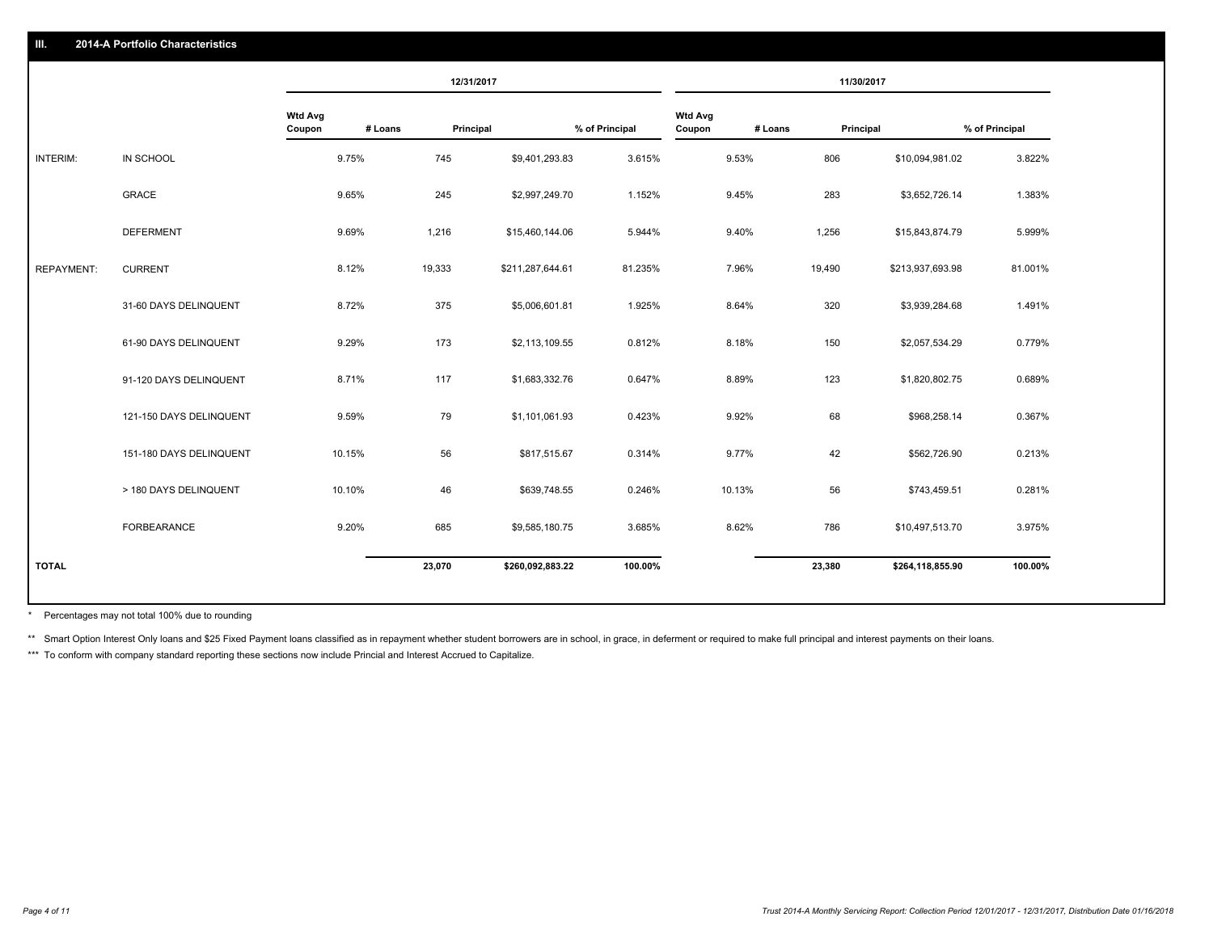## III. 2014-A Portfolio Characteristics

| | | 12/31/2017 | | | | 11/30/2017 | | | |
|---|---|---|---|---|---|---|---|---|---|
| | | Wtd Avg Coupon | # Loans | Principal | % of Principal | Wtd Avg Coupon | # Loans | Principal | % of Principal |
| INTERIM: | IN SCHOOL | 9.75% | 745 | $9,401,293.83 | 3.615% | 9.53% | 806 | $10,094,981.02 | 3.822% |
| | GRACE | 9.65% | 245 | $2,997,249.70 | 1.152% | 9.45% | 283 | $3,652,726.14 | 1.383% |
| | DEFERMENT | 9.69% | 1,216 | $15,460,144.06 | 5.944% | 9.40% | 1,256 | $15,843,874.79 | 5.999% |
| REPAYMENT: | CURRENT | 8.12% | 19,333 | $211,287,644.61 | 81.235% | 7.96% | 19,490 | $213,937,693.98 | 81.001% |
| | 31-60 DAYS DELINQUENT | 8.72% | 375 | $5,006,601.81 | 1.925% | 8.64% | 320 | $3,939,284.68 | 1.491% |
| | 61-90 DAYS DELINQUENT | 9.29% | 173 | $2,113,109.55 | 0.812% | 8.18% | 150 | $2,057,534.29 | 0.779% |
| | 91-120 DAYS DELINQUENT | 8.71% | 117 | $1,683,332.76 | 0.647% | 8.89% | 123 | $1,820,802.75 | 0.689% |
| | 121-150 DAYS DELINQUENT | 9.59% | 79 | $1,101,061.93 | 0.423% | 9.92% | 68 | $968,258.14 | 0.367% |
| | 151-180 DAYS DELINQUENT | 10.15% | 56 | $817,515.67 | 0.314% | 9.77% | 42 | $562,726.90 | 0.213% |
| | > 180 DAYS DELINQUENT | 10.10% | 46 | $639,748.55 | 0.246% | 10.13% | 56 | $743,459.51 | 0.281% |
| | FORBEARANCE | 9.20% | 685 | $9,585,180.75 | 3.685% | 8.62% | 786 | $10,497,513.70 | 3.975% |
| **TOTAL** | | | **23,070** | **$260,092,883.22** | **100.00%** | | **23,380** | **$264,118,855.90** | **100.00%** |

\* Percentages may not total 100% due to rounding

\*\* Smart Option Interest Only loans and $25 Fixed Payment loans classified as in repayment whether student borrowers are in school, in grace, in deferment or required to make full principal and interest payments on their loans.

\*\*\* To conform with company standard reporting these sections now include Princial and Interest Accrued to Capitalize.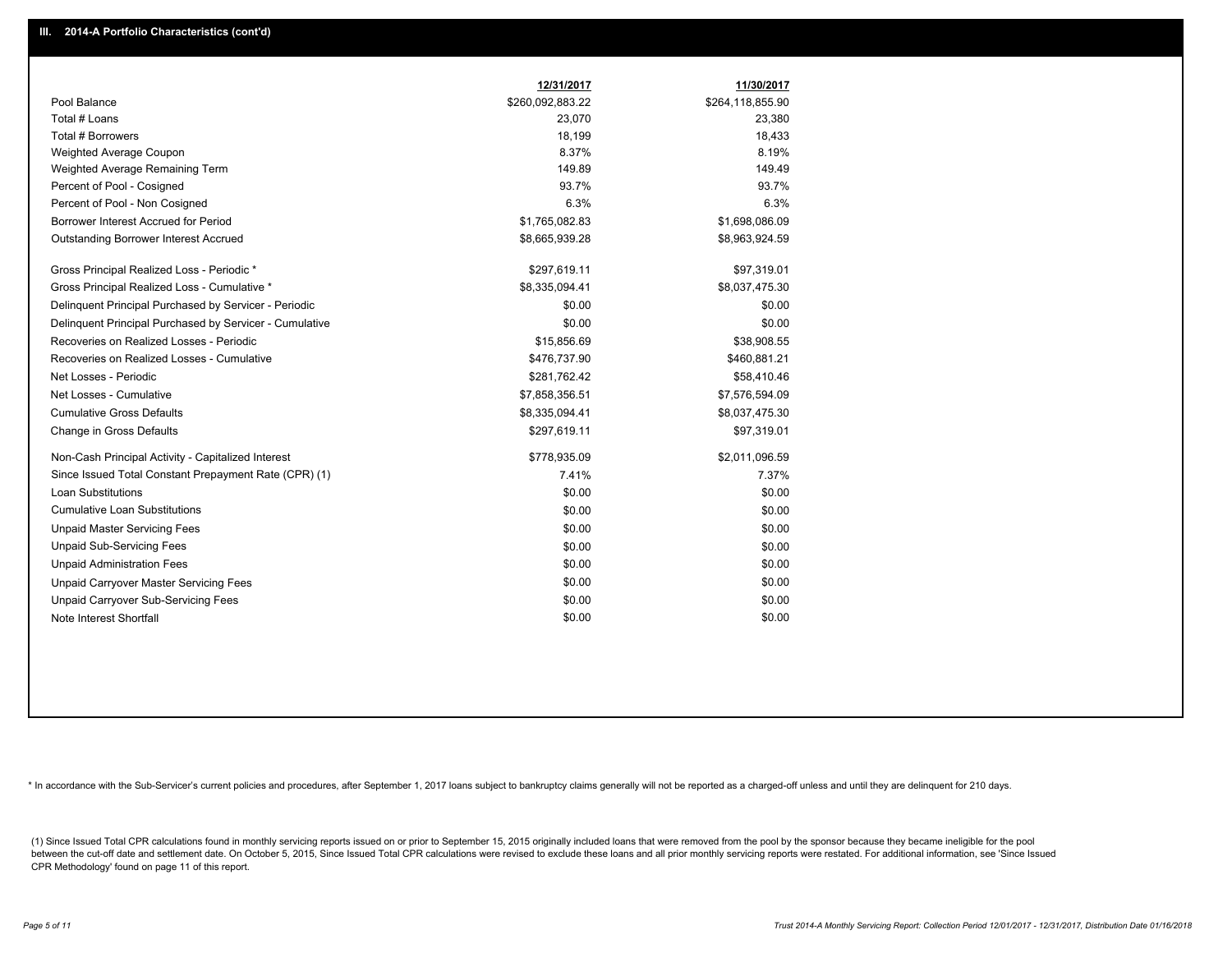## III. 2014-A Portfolio Characteristics (cont'd)

| | 12/31/2017 | 11/30/2017 |
|---|---|---|
| Pool Balance | $260,092,883.22 | $264,118,855.90 |
| Total # Loans | 23,070 | 23,380 |
| Total # Borrowers | 18,199 | 18,433 |
| Weighted Average Coupon | 8.37% | 8.19% |
| Weighted Average Remaining Term | 149.89 | 149.49 |
| Percent of Pool - Cosigned | 93.7% | 93.7% |
| Percent of Pool - Non Cosigned | 6.3% | 6.3% |
| Borrower Interest Accrued for Period | $1,765,082.83 | $1,698,086.09 |
| Outstanding Borrower Interest Accrued | $8,665,939.28 | $8,963,924.59 |
| Gross Principal Realized Loss - Periodic * | $297,619.11 | $97,319.01 |
| Gross Principal Realized Loss - Cumulative * | $8,335,094.41 | $8,037,475.30 |
| Delinquent Principal Purchased by Servicer - Periodic | $0.00 | $0.00 |
| Delinquent Principal Purchased by Servicer - Cumulative | $0.00 | $0.00 |
| Recoveries on Realized Losses - Periodic | $15,856.69 | $38,908.55 |
| Recoveries on Realized Losses - Cumulative | $476,737.90 | $460,881.21 |
| Net Losses - Periodic | $281,762.42 | $58,410.46 |
| Net Losses - Cumulative | $7,858,356.51 | $7,576,594.09 |
| Cumulative Gross Defaults | $8,335,094.41 | $8,037,475.30 |
| Change in Gross Defaults | $297,619.11 | $97,319.01 |
| Non-Cash Principal Activity - Capitalized Interest | $778,935.09 | $2,011,096.59 |
| Since Issued Total Constant Prepayment Rate (CPR) (1) | 7.41% | 7.37% |
| Loan Substitutions | $0.00 | $0.00 |
| Cumulative Loan Substitutions | $0.00 | $0.00 |
| Unpaid Master Servicing Fees | $0.00 | $0.00 |
| Unpaid Sub-Servicing Fees | $0.00 | $0.00 |
| Unpaid Administration Fees | $0.00 | $0.00 |
| Unpaid Carryover Master Servicing Fees | $0.00 | $0.00 |
| Unpaid Carryover Sub-Servicing Fees | $0.00 | $0.00 |
| Note Interest Shortfall | $0.00 | $0.00 |

* In accordance with the Sub-Servicer's current policies and procedures, after September 1, 2017 loans subject to bankruptcy claims generally will not be reported as a charged-off unless and until they are delinquent for 210 days.

(1) Since Issued Total CPR calculations found in monthly servicing reports issued on or prior to September 15, 2015 originally included loans that were removed from the pool by the sponsor because they became ineligible for the pool between the cut-off date and settlement date. On October 5, 2015, Since Issued Total CPR calculations were revised to exclude these loans and all prior monthly servicing reports were restated. For additional information, see 'Since Issued CPR Methodology' found on page 11 of this report.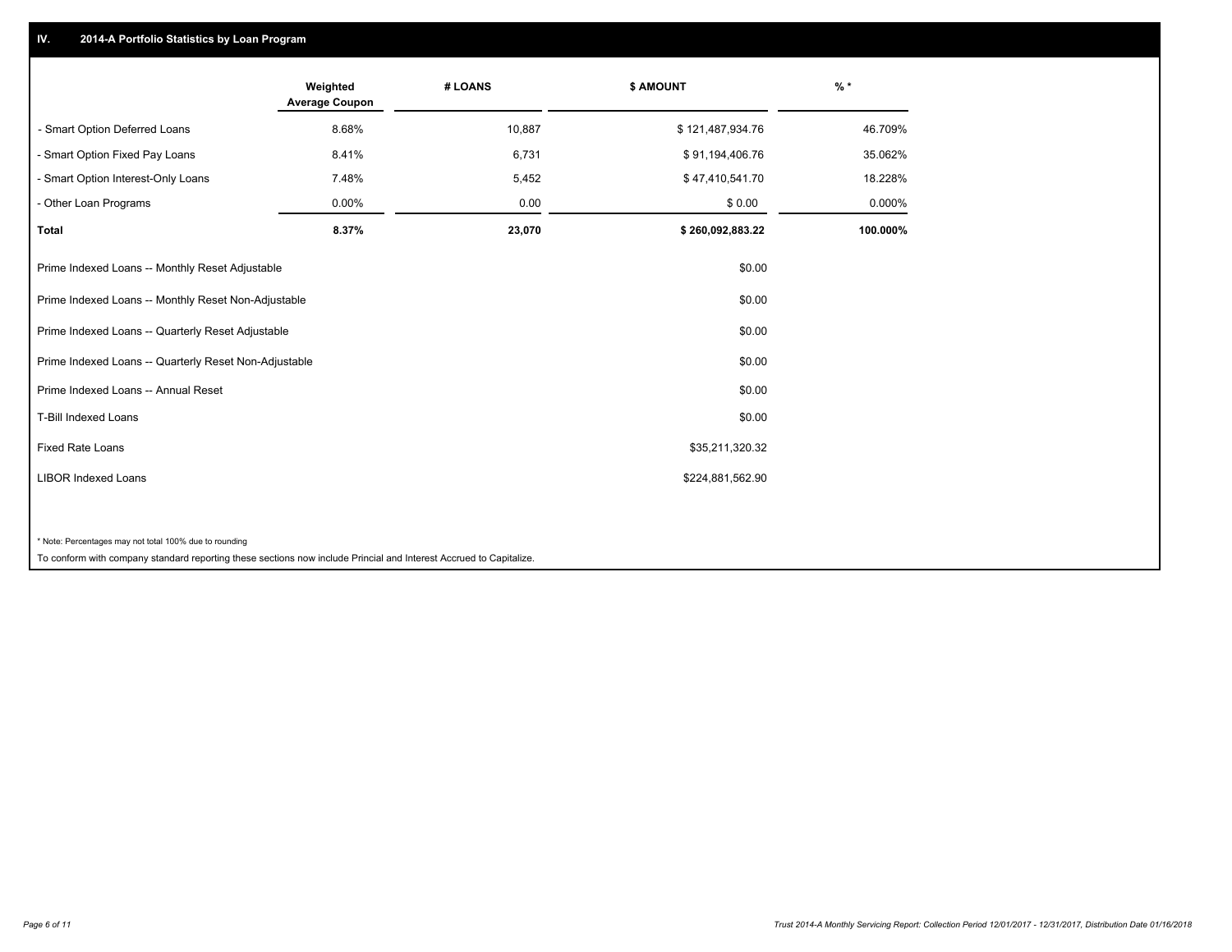## IV. 2014-A Portfolio Statistics by Loan Program

| | Weighted Average Coupon | # LOANS | $ AMOUNT | % * |
|---|---|---|---|---|
| - Smart Option Deferred Loans | 8.68% | 10,887 | $ 121,487,934.76 | 46.709% |
| - Smart Option Fixed Pay Loans | 8.41% | 6,731 | $ 91,194,406.76 | 35.062% |
| - Smart Option Interest-Only Loans | 7.48% | 5,452 | $ 47,410,541.70 | 18.228% |
| - Other Loan Programs | 0.00% | 0.00 | $ 0.00 | 0.000% |
| **Total** | **8.37%** | **23,070** | **$ 260,092,883.22** | **100.000%** |

| | |
|---|---|
| Prime Indexed Loans -- Monthly Reset Adjustable | $0.00 |
| Prime Indexed Loans -- Monthly Reset Non-Adjustable | $0.00 |
| Prime Indexed Loans -- Quarterly Reset Adjustable | $0.00 |
| Prime Indexed Loans -- Quarterly Reset Non-Adjustable | $0.00 |
| Prime Indexed Loans -- Annual Reset | $0.00 |
| T-Bill Indexed Loans | $0.00 |
| Fixed Rate Loans | $35,211,320.32 |
| LIBOR Indexed Loans | $224,881,562.90 |

* Note: Percentages may not total 100% due to rounding

To conform with company standard reporting these sections now include Princial and Interest Accrued to Capitalize.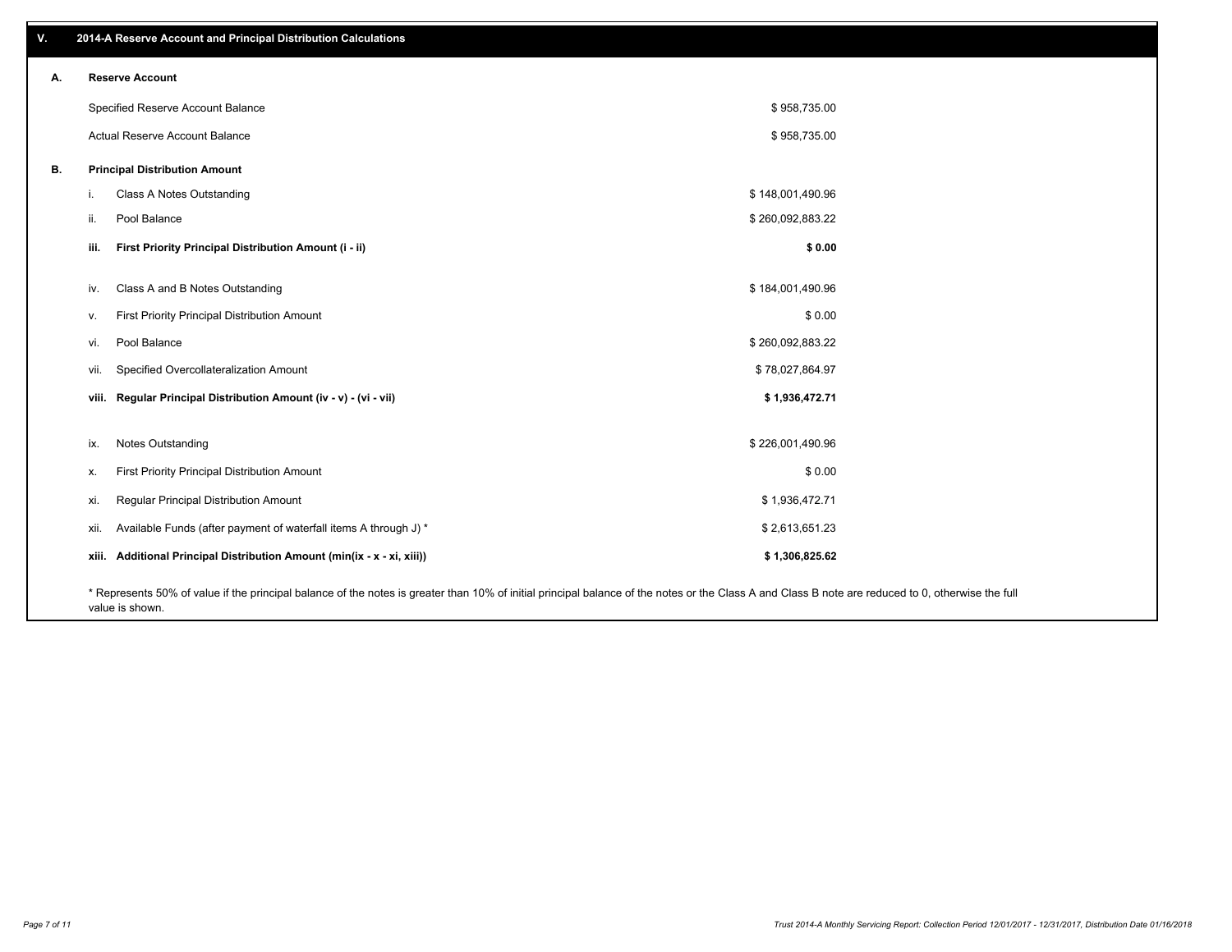## V. 2014-A Reserve Account and Principal Distribution Calculations

### A. Reserve Account

| | |
|---|---|
| Specified Reserve Account Balance | $ 958,735.00 |
| Actual Reserve Account Balance | $ 958,735.00 |

### B. Principal Distribution Amount

| | | |
|---|---|---|
| i. | Class A Notes Outstanding | $ 148,001,490.96 |
| ii. | Pool Balance | $ 260,092,883.22 |
| **iii.** | **First Priority Principal Distribution Amount (i - ii)** | **$ 0.00** |
| iv. | Class A and B Notes Outstanding | $ 184,001,490.96 |
| v. | First Priority Principal Distribution Amount | $ 0.00 |
| vi. | Pool Balance | $ 260,092,883.22 |
| vii. | Specified Overcollateralization Amount | $ 78,027,864.97 |
| **viii.** | **Regular Principal Distribution Amount (iv - v) - (vi - vii)** | **$ 1,936,472.71** |
| ix. | Notes Outstanding | $ 226,001,490.96 |
| x. | First Priority Principal Distribution Amount | $ 0.00 |
| xi. | Regular Principal Distribution Amount | $ 1,936,472.71 |
| xii. | Available Funds (after payment of waterfall items A through J) * | $ 2,613,651.23 |
| **xiii.** | **Additional Principal Distribution Amount (min(ix - x - xi, xiii))** | **$ 1,306,825.62** |

* Represents 50% of value if the principal balance of the notes is greater than 10% of initial principal balance of the notes or the Class A and Class B note are reduced to 0, otherwise the full value is shown.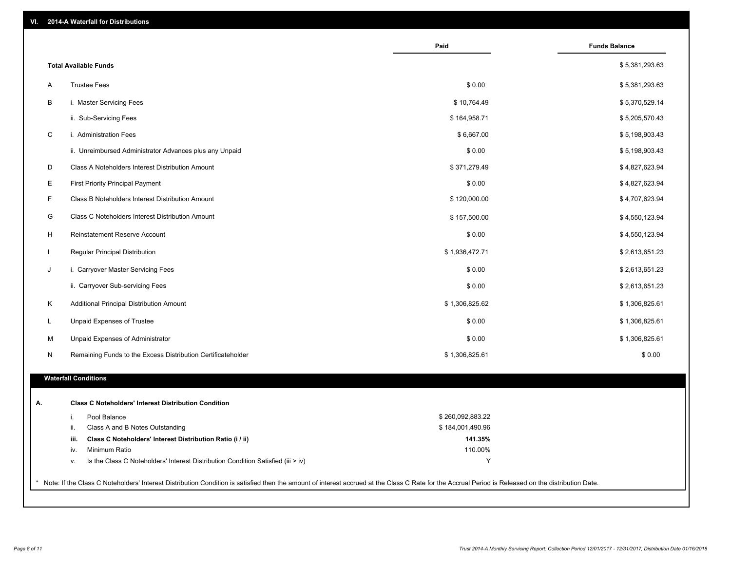## VI. 2014-A Waterfall for Distributions

| | | Paid | Funds Balance |
|---|---|---|---|
| | **Total Available Funds** | | $ 5,381,293.63 |
| A | Trustee Fees | $ 0.00 | $ 5,381,293.63 |
| B | i. Master Servicing Fees | $ 10,764.49 | $ 5,370,529.14 |
| | ii. Sub-Servicing Fees | $ 164,958.71 | $ 5,205,570.43 |
| C | i. Administration Fees | $ 6,667.00 | $ 5,198,903.43 |
| | ii. Unreimbursed Administrator Advances plus any Unpaid | $ 0.00 | $ 5,198,903.43 |
| D | Class A Noteholders Interest Distribution Amount | $ 371,279.49 | $ 4,827,623.94 |
| E | First Priority Principal Payment | $ 0.00 | $ 4,827,623.94 |
| F | Class B Noteholders Interest Distribution Amount | $ 120,000.00 | $ 4,707,623.94 |
| G | Class C Noteholders Interest Distribution Amount | $ 157,500.00 | $ 4,550,123.94 |
| H | Reinstatement Reserve Account | $ 0.00 | $ 4,550,123.94 |
| I | Regular Principal Distribution | $ 1,936,472.71 | $ 2,613,651.23 |
| J | i. Carryover Master Servicing Fees | $ 0.00 | $ 2,613,651.23 |
| | ii. Carryover Sub-servicing Fees | $ 0.00 | $ 2,613,651.23 |
| K | Additional Principal Distribution Amount | $ 1,306,825.62 | $ 1,306,825.61 |
| L | Unpaid Expenses of Trustee | $ 0.00 | $ 1,306,825.61 |
| M | Unpaid Expenses of Administrator | $ 0.00 | $ 1,306,825.61 |
| N | Remaining Funds to the Excess Distribution Certificateholder | $ 1,306,825.61 | $ 0.00 |

### Waterfall Conditions

**A. Class C Noteholders' Interest Distribution Condition**

| | | |
|---|---|---|
| i. | Pool Balance | $ 260,092,883.22 |
| ii. | Class A and B Notes Outstanding | $ 184,001,490.96 |
| **iii.** | **Class C Noteholders' Interest Distribution Ratio (i / ii)** | **141.35%** |
| iv. | Minimum Ratio | 110.00% |
| v. | Is the Class C Noteholders' Interest Distribution Condition Satisfied (iii > iv) | Y |

* Note: If the Class C Noteholders' Interest Distribution Condition is satisfied then the amount of interest accrued at the Class C Rate for the Accrual Period is Released on the distribution Date.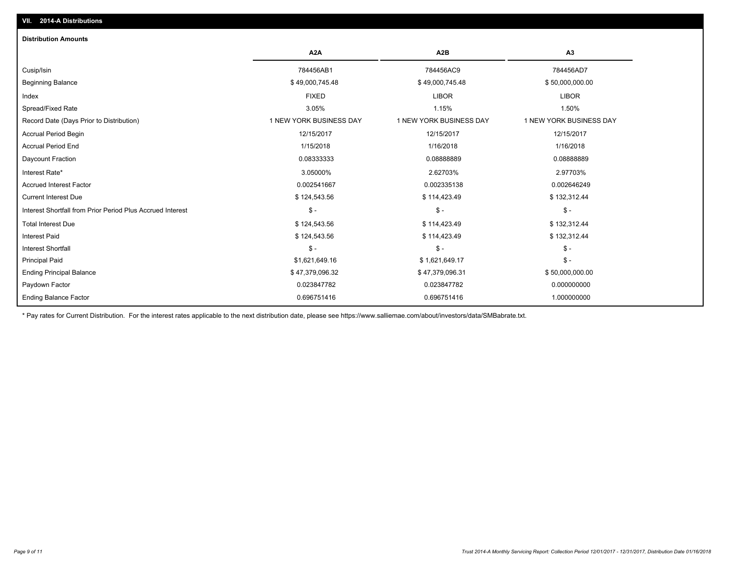## VII. 2014-A Distributions

### Distribution Amounts

| | A2A | A2B | A3 |
|---|---|---|---|
| Cusip/Isin | 784456AB1 | 784456AC9 | 784456AD7 |
| Beginning Balance | $ 49,000,745.48 | $ 49,000,745.48 | $ 50,000,000.00 |
| Index | FIXED | LIBOR | LIBOR |
| Spread/Fixed Rate | 3.05% | 1.15% | 1.50% |
| Record Date (Days Prior to Distribution) | 1 NEW YORK BUSINESS DAY | 1 NEW YORK BUSINESS DAY | 1 NEW YORK BUSINESS DAY |
| Accrual Period Begin | 12/15/2017 | 12/15/2017 | 12/15/2017 |
| Accrual Period End | 1/15/2018 | 1/16/2018 | 1/16/2018 |
| Daycount Fraction | 0.08333333 | 0.08888889 | 0.08888889 |
| Interest Rate* | 3.05000% | 2.62703% | 2.97703% |
| Accrued Interest Factor | 0.002541667 | 0.002335138 | 0.002646249 |
| Current Interest Due | $ 124,543.56 | $ 114,423.49 | $ 132,312.44 |
| Interest Shortfall from Prior Period Plus Accrued Interest | $ - | $ - | $ - |
| Total Interest Due | $ 124,543.56 | $ 114,423.49 | $ 132,312.44 |
| Interest Paid | $ 124,543.56 | $ 114,423.49 | $ 132,312.44 |
| Interest Shortfall | $ - | $ - | $ - |
| Principal Paid | $1,621,649.16 | $ 1,621,649.17 | $ - |
| Ending Principal Balance | $ 47,379,096.32 | $ 47,379,096.31 | $ 50,000,000.00 |
| Paydown Factor | 0.023847782 | 0.023847782 | 0.000000000 |
| Ending Balance Factor | 0.696751416 | 0.696751416 | 1.000000000 |

* Pay rates for Current Distribution. For the interest rates applicable to the next distribution date, please see https://www.salliemae.com/about/investors/data/SMBabrate.txt.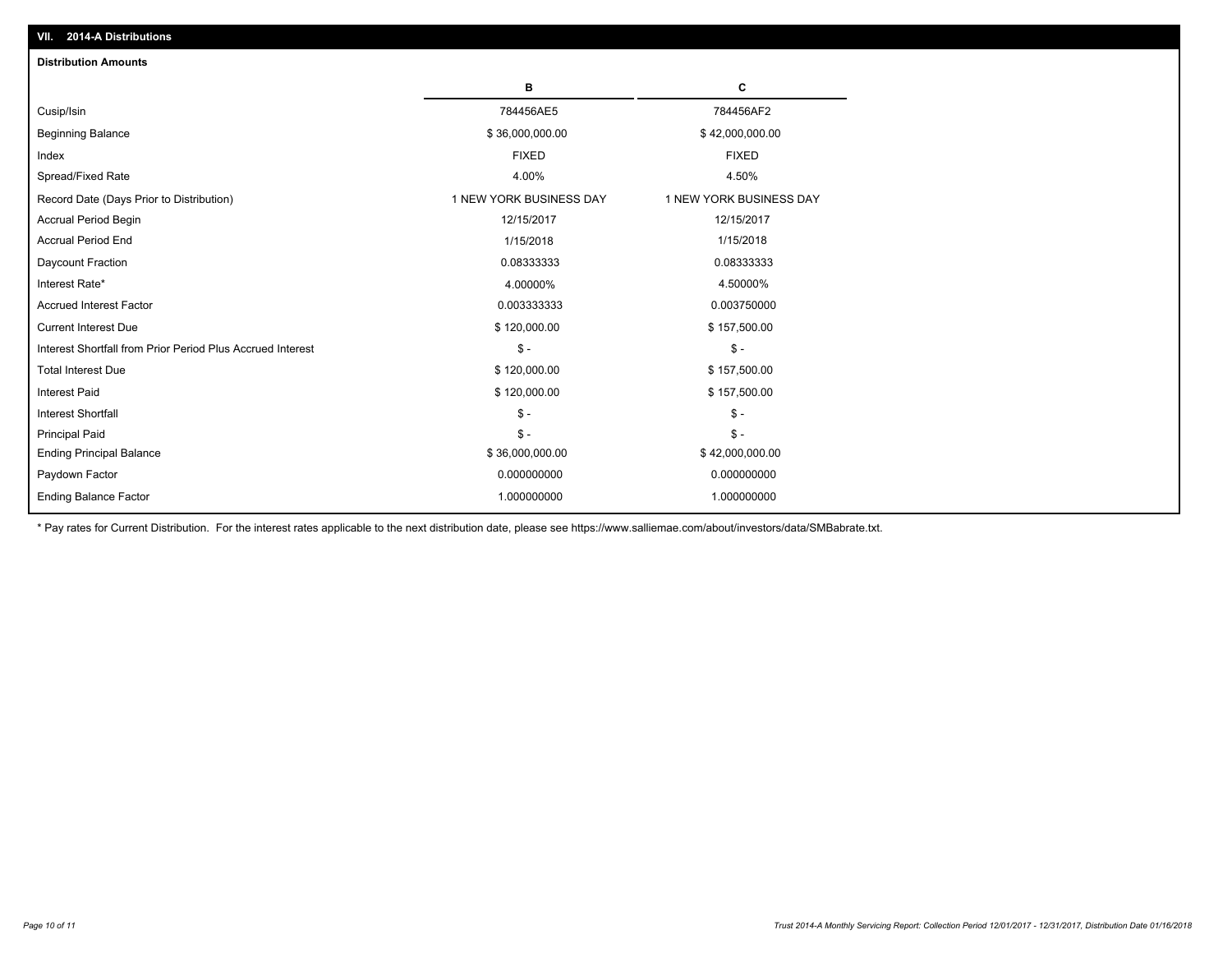## VII. 2014-A Distributions

### Distribution Amounts

| | B | C |
|---|---|---|
| Cusip/Isin | 784456AE5 | 784456AF2 |
| Beginning Balance | $ 36,000,000.00 | $ 42,000,000.00 |
| Index | FIXED | FIXED |
| Spread/Fixed Rate | 4.00% | 4.50% |
| Record Date (Days Prior to Distribution) | 1 NEW YORK BUSINESS DAY | 1 NEW YORK BUSINESS DAY |
| Accrual Period Begin | 12/15/2017 | 12/15/2017 |
| Accrual Period End | 1/15/2018 | 1/15/2018 |
| Daycount Fraction | 0.08333333 | 0.08333333 |
| Interest Rate* | 4.00000% | 4.50000% |
| Accrued Interest Factor | 0.003333333 | 0.003750000 |
| Current Interest Due | $ 120,000.00 | $ 157,500.00 |
| Interest Shortfall from Prior Period Plus Accrued Interest | $ - | $ - |
| Total Interest Due | $ 120,000.00 | $ 157,500.00 |
| Interest Paid | $ 120,000.00 | $ 157,500.00 |
| Interest Shortfall | $ - | $ - |
| Principal Paid | $ - | $ - |
| Ending Principal Balance | $ 36,000,000.00 | $ 42,000,000.00 |
| Paydown Factor | 0.000000000 | 0.000000000 |
| Ending Balance Factor | 1.000000000 | 1.000000000 |

* Pay rates for Current Distribution. For the interest rates applicable to the next distribution date, please see https://www.salliemae.com/about/investors/data/SMBabrate.txt.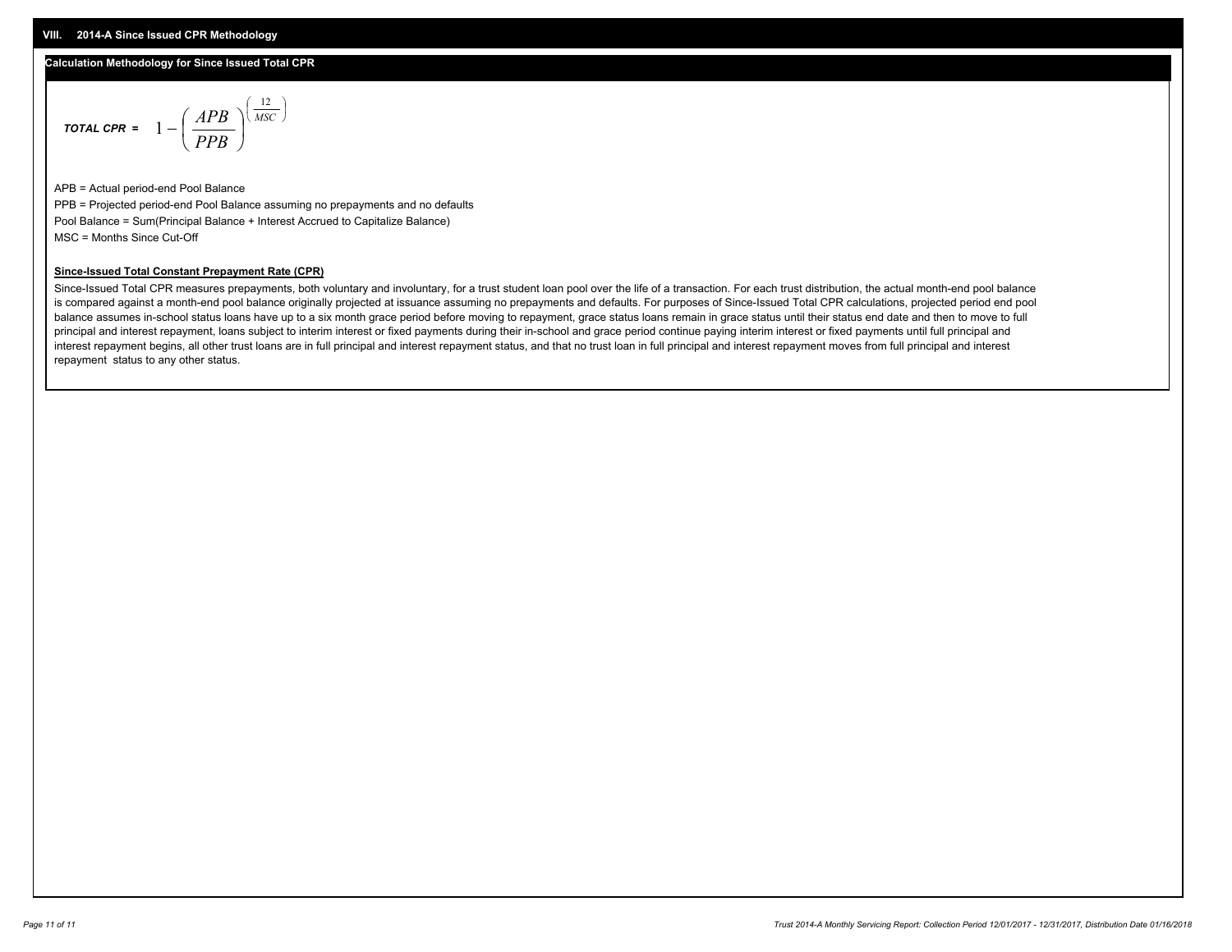## VIII. 2014-A Since Issued CPR Methodology

### Calculation Methodology for Since Issued Total CPR

$$\textit{TOTAL CPR} = 1 - \left(\frac{APB}{PPB}\right)^{\left(\frac{12}{MSC}\right)}$$

APB = Actual period-end Pool Balance

PPB = Projected period-end Pool Balance assuming no prepayments and no defaults

Pool Balance = Sum(Principal Balance + Interest Accrued to Capitalize Balance)

MSC = Months Since Cut-Off

**Since-Issued Total Constant Prepayment Rate (CPR)**

Since-Issued Total CPR measures prepayments, both voluntary and involuntary, for a trust student loan pool over the life of a transaction. For each trust distribution, the actual month-end pool balance is compared against a month-end pool balance originally projected at issuance assuming no prepayments and defaults. For purposes of Since-Issued Total CPR calculations, projected period end pool balance assumes in-school status loans have up to a six month grace period before moving to repayment, grace status loans remain in grace status until their status end date and then to move to full principal and interest repayment, loans subject to interim interest or fixed payments during their in-school and grace period continue paying interim interest or fixed payments until full principal and interest repayment begins, all other trust loans are in full principal and interest repayment status, and that no trust loan in full principal and interest repayment moves from full principal and interest repayment status to any other status.